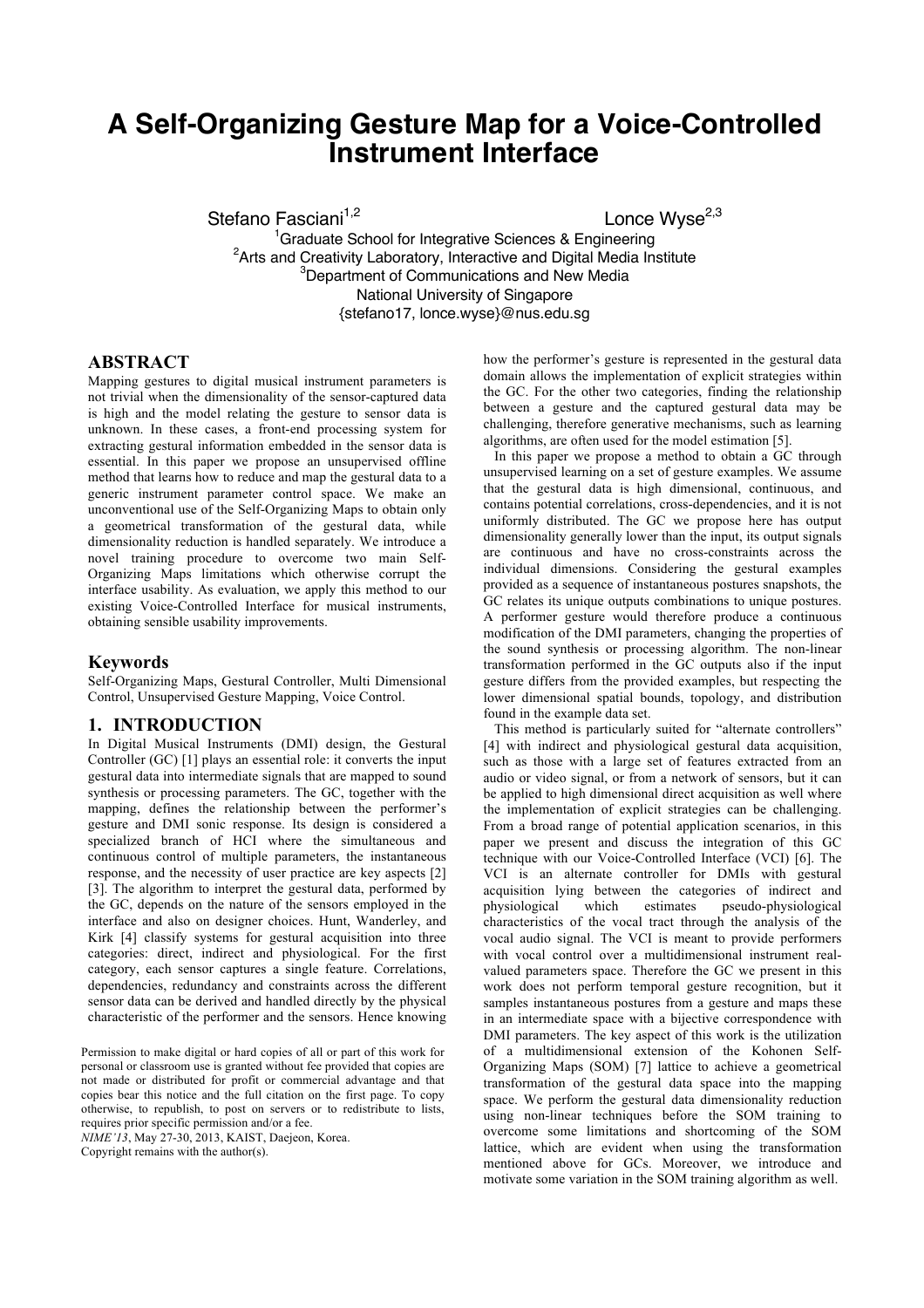# A Self-Organizing Gesture Map for a Voice-Controlled Instrument Interface

Stefano Fasciani[1,2] Lonce Wyse[2,3]

[1]Graduate School for Integrative Sciences & Engineering
[2]Arts and Creativity Laboratory, Interactive and Digital Media Institute
[3]Department of Communications and New Media
National University of Singapore
{stefano17, lonce.wyse}@nus.edu.sg

## ABSTRACT

Mapping gestures to digital musical instrument parameters is not trivial when the dimensionality of the sensor-captured data is high and the model relating the gesture to sensor data is unknown. In these cases, a front-end processing system for extracting gestural information embedded in the sensor data is essential. In this paper we propose an unsupervised offline method that learns how to reduce and map the gestural data to a generic instrument parameter control space. We make an unconventional use of the Self-Organizing Maps to obtain only a geometrical transformation of the gestural data, while dimensionality reduction is handled separately. We introduce a novel training procedure to overcome two main Self-Organizing Maps limitations which otherwise corrupt the interface usability. As evaluation, we apply this method to our existing Voice-Controlled Interface for musical instruments, obtaining sensible usability improvements.

## Keywords

Self-Organizing Maps, Gestural Controller, Multi Dimensional Control, Unsupervised Gesture Mapping, Voice Control.

## 1. INTRODUCTION

In Digital Musical Instruments (DMI) design, the Gestural Controller (GC) [1] plays an essential role: it converts the input gestural data into intermediate signals that are mapped to sound synthesis or processing parameters. The GC, together with the mapping, defines the relationship between the performer's gesture and DMI sonic response. Its design is considered a specialized branch of HCI where the simultaneous and continuous control of multiple parameters, the instantaneous response, and the necessity of user practice are key aspects [2] [3]. The algorithm to interpret the gestural data, performed by the GC, depends on the nature of the sensors employed in the interface and also on designer choices. Hunt, Wanderley, and Kirk [4] classify systems for gestural acquisition into three categories: direct, indirect and physiological. For the first category, each sensor captures a single feature. Correlations, dependencies, redundancy and constraints across the different sensor data can be derived and handled directly by the physical characteristic of the performer and the sensors. Hence knowing how the performer's gesture is represented in the gestural data domain allows the implementation of explicit strategies within the GC. For the other two categories, finding the relationship between a gesture and the captured gestural data may be challenging, therefore generative mechanisms, such as learning algorithms, are often used for the model estimation [5].

In this paper we propose a method to obtain a GC through unsupervised learning on a set of gesture examples. We assume that the gestural data is high dimensional, continuous, and contains potential correlations, cross-dependencies, and it is not uniformly distributed. The GC we propose here has output dimensionality generally lower than the input, its output signals are continuous and have no cross-constraints across the individual dimensions. Considering the gestural examples provided as a sequence of instantaneous postures snapshots, the GC relates its unique outputs combinations to unique postures. A performer gesture would therefore produce a continuous modification of the DMI parameters, changing the properties of the sound synthesis or processing algorithm. The non-linear transformation performed in the GC outputs also if the input gesture differs from the provided examples, but respecting the lower dimensional spatial bounds, topology, and distribution found in the example data set.

This method is particularly suited for "alternate controllers" [4] with indirect and physiological gestural data acquisition, such as those with a large set of features extracted from an audio or video signal, or from a network of sensors, but it can be applied to high dimensional direct acquisition as well where the implementation of explicit strategies can be challenging. From a broad range of potential application scenarios, in this paper we present and discuss the integration of this GC technique with our Voice-Controlled Interface (VCI) [6]. The VCI is an alternate controller for DMIs with gestural acquisition lying between the categories of indirect and physiological which estimates pseudo-physiological characteristics of the vocal tract through the analysis of the vocal audio signal. The VCI is meant to provide performers with vocal control over a multidimensional instrument real-valued parameters space. Therefore the GC we present in this work does not perform temporal gesture recognition, but it samples instantaneous postures from a gesture and maps these in an intermediate space with a bijective correspondence with DMI parameters. The key aspect of this work is the utilization of a multidimensional extension of the Kohonen Self-Organizing Maps (SOM) [7] lattice to achieve a geometrical transformation of the gestural data space into the mapping space. We perform the gestural data dimensionality reduction using non-linear techniques before the SOM training to overcome some limitations and shortcoming of the SOM lattice, which are evident when using the transformation mentioned above for GCs. Moreover, we introduce and motivate some variation in the SOM training algorithm as well.

Permission to make digital or hard copies of all or part of this work for personal or classroom use is granted without fee provided that copies are not made or distributed for profit or commercial advantage and that copies bear this notice and the full citation on the first page. To copy otherwise, to republish, to post on servers or to redistribute to lists, requires prior specific permission and/or a fee.
*NIME'13*, May 27-30, 2013, KAIST, Daejeon, Korea.
Copyright remains with the author(s).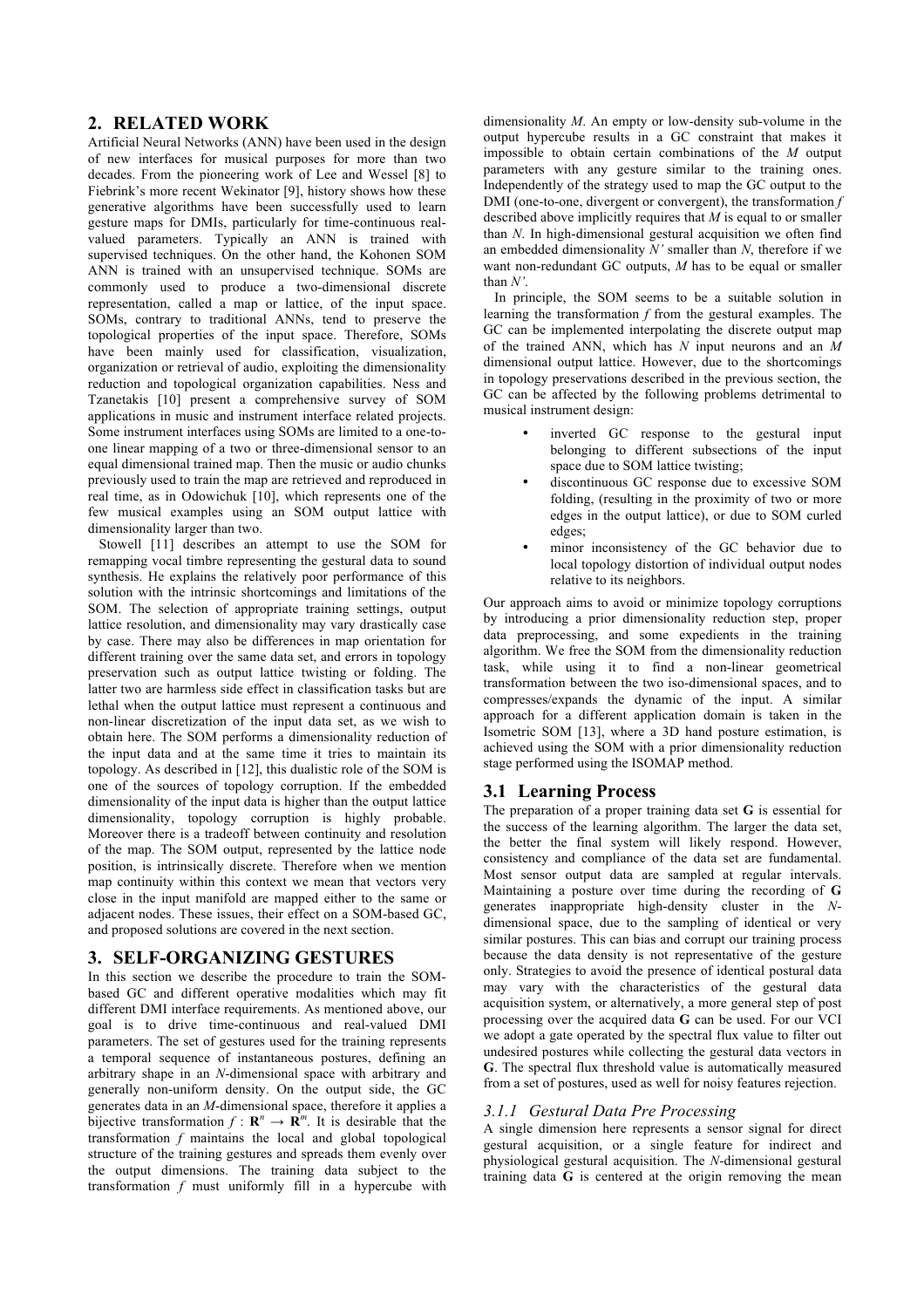## 2. RELATED WORK

Artificial Neural Networks (ANN) have been used in the design of new interfaces for musical purposes for more than two decades. From the pioneering work of Lee and Wessel [8] to Fiebrink's more recent Wekinator [9], history shows how these generative algorithms have been successfully used to learn gesture maps for DMIs, particularly for time-continuous real-valued parameters. Typically an ANN is trained with supervised techniques. On the other hand, the Kohonen SOM ANN is trained with an unsupervised technique. SOMs are commonly used to produce a two-dimensional discrete representation, called a map or lattice, of the input space. SOMs, contrary to traditional ANNs, tend to preserve the topological properties of the input space. Therefore, SOMs have been mainly used for classification, visualization, organization or retrieval of audio, exploiting the dimensionality reduction and topological organization capabilities. Ness and Tzanetakis [10] present a comprehensive survey of SOM applications in music and instrument interface related projects. Some instrument interfaces using SOMs are limited to a one-to-one linear mapping of a two or three-dimensional sensor to an equal dimensional trained map. Then the music or audio chunks previously used to train the map are retrieved and reproduced in real time, as in Odowichuk [10], which represents one of the few musical examples using an SOM output lattice with dimensionality larger than two.

Stowell [11] describes an attempt to use the SOM for remapping vocal timbre representing the gestural data to sound synthesis. He explains the relatively poor performance of this solution with the intrinsic shortcomings and limitations of the SOM. The selection of appropriate training settings, output lattice resolution, and dimensionality may vary drastically case by case. There may also be differences in map orientation for different training over the same data set, and errors in topology preservation such as output lattice twisting or folding. The latter two are harmless side effect in classification tasks but are lethal when the output lattice must represent a continuous and non-linear discretization of the input data set, as we wish to obtain here. The SOM performs a dimensionality reduction of the input data and at the same time it tries to maintain its topology. As described in [12], this dualistic role of the SOM is one of the sources of topology corruption. If the embedded dimensionality of the input data is higher than the output lattice dimensionality, topology corruption is highly probable. Moreover there is a tradeoff between continuity and resolution of the map. The SOM output, represented by the lattice node position, is intrinsically discrete. Therefore when we mention map continuity within this context we mean that vectors very close in the input manifold are mapped either to the same or adjacent nodes. These issues, their effect on a SOM-based GC, and proposed solutions are covered in the next section.

## 3. SELF-ORGANIZING GESTURES

In this section we describe the procedure to train the SOM-based GC and different operative modalities which may fit different DMI interface requirements. As mentioned above, our goal is to drive time-continuous and real-valued DMI parameters. The set of gestures used for the training represents a temporal sequence of instantaneous postures, defining an arbitrary shape in an *N*-dimensional space with arbitrary and generally non-uniform density. On the output side, the GC generates data in an *M*-dimensional space, therefore it applies a bijective transformation $f : \mathbf{R}^n \rightarrow \mathbf{R}^m$. It is desirable that the transformation *f* maintains the local and global topological structure of the training gestures and spreads them evenly over the output dimensions. The training data subject to the transformation *f* must uniformly fill in a hypercube with dimensionality *M*. An empty or low-density sub-volume in the output hypercube results in a GC constraint that makes it impossible to obtain certain combinations of the *M* output parameters with any gesture similar to the training ones. Independently of the strategy used to map the GC output to the DMI (one-to-one, divergent or convergent), the transformation *f* described above implicitly requires that *M* is equal to or smaller than *N*. In high-dimensional gestural acquisition we often find an embedded dimensionality *N'* smaller than *N*, therefore if we want non-redundant GC outputs, *M* has to be equal or smaller than *N'*.

In principle, the SOM seems to be a suitable solution in learning the transformation *f* from the gestural examples. The GC can be implemented interpolating the discrete output map of the trained ANN, which has *N* input neurons and an *M* dimensional output lattice. However, due to the shortcomings in topology preservations described in the previous section, the GC can be affected by the following problems detrimental to musical instrument design:

- inverted GC response to the gestural input belonging to different subsections of the input space due to SOM lattice twisting;
- discontinuous GC response due to excessive SOM folding, (resulting in the proximity of two or more edges in the output lattice), or due to SOM curled edges;
- minor inconsistency of the GC behavior due to local topology distortion of individual output nodes relative to its neighbors.

Our approach aims to avoid or minimize topology corruptions by introducing a prior dimensionality reduction step, proper data preprocessing, and some expedients in the training algorithm. We free the SOM from the dimensionality reduction task, while using it to find a non-linear geometrical transformation between the two iso-dimensional spaces, and to compresses/expands the dynamic of the input. A similar approach for a different application domain is taken in the Isometric SOM [13], where a 3D hand posture estimation, is achieved using the SOM with a prior dimensionality reduction stage performed using the ISOMAP method.

### 3.1 Learning Process

The preparation of a proper training data set **G** is essential for the success of the learning algorithm. The larger the data set, the better the final system will likely respond. However, consistency and compliance of the data set are fundamental. Most sensor output data are sampled at regular intervals. Maintaining a posture over time during the recording of **G** generates inappropriate high-density cluster in the *N*-dimensional space, due to the sampling of identical or very similar postures. This can bias and corrupt our training process because the data density is not representative of the gesture only. Strategies to avoid the presence of identical postural data may vary with the characteristics of the gestural data acquisition system, or alternatively, a more general step of post processing over the acquired data **G** can be used. For our VCI we adopt a gate operated by the spectral flux value to filter out undesired postures while collecting the gestural data vectors in **G**. The spectral flux threshold value is automatically measured from a set of postures, used as well for noisy features rejection.

#### *3.1.1 Gestural Data Pre Processing*

A single dimension here represents a sensor signal for direct gestural acquisition, or a single feature for indirect and physiological gestural acquisition. The *N*-dimensional gestural training data **G** is centered at the origin removing the mean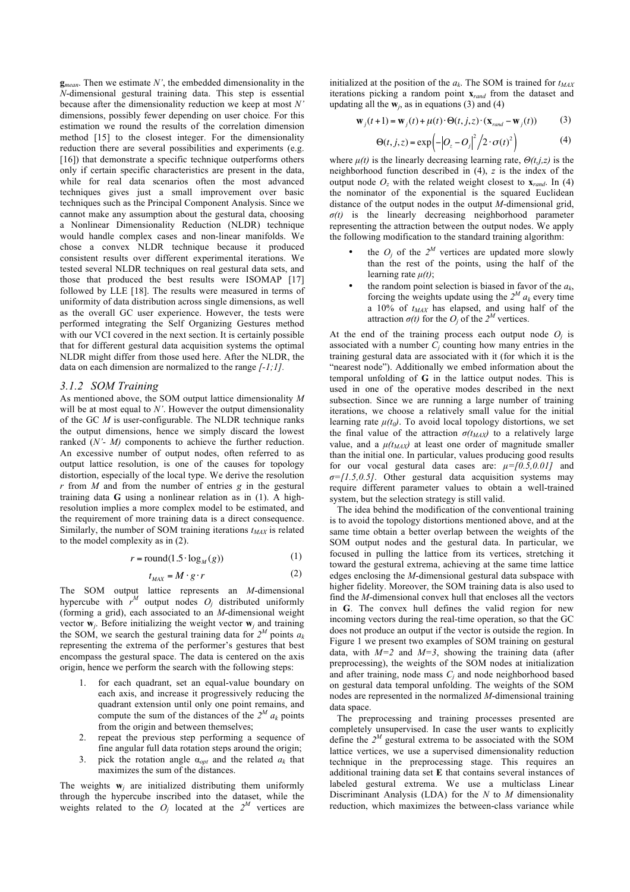$\mathbf{g}_{mean}$. Then we estimate $N'$, the embedded dimensionality in the $N$-dimensional gestural training data. This step is essential because after the dimensionality reduction we keep at most $N'$ dimensions, possibly fewer depending on user choice. For this estimation we round the results of the correlation dimension method [15] to the closest integer. For the dimensionality reduction there are several possibilities and experiments (e.g. [16]) that demonstrate a specific technique outperforms others only if certain specific characteristics are present in the data, while for real data scenarios often the most advanced techniques gives just a small improvement over basic techniques such as the Principal Component Analysis. Since we cannot make any assumption about the gestural data, choosing a Nonlinear Dimensionality Reduction (NLDR) technique would handle complex cases and non-linear manifolds. We chose a convex NLDR technique because it produced consistent results over different experimental iterations. We tested several NLDR techniques on real gestural data sets, and those that produced the best results were ISOMAP [17] followed by LLE [18]. The results were measured in terms of uniformity of data distribution across single dimensions, as well as the overall GC user experience. However, the tests were performed integrating the Self Organizing Gestures method with our VCI covered in the next section. It is certainly possible that for different gestural data acquisition systems the optimal NLDR might differ from those used here. After the NLDR, the data on each dimension are normalized to the range *[-1;1]*.

### 3.1.2 SOM Training

As mentioned above, the SOM output lattice dimensionality $M$ will be at most equal to $N'$. However the output dimensionality of the GC $M$ is user-configurable. The NLDR technique ranks the output dimensions, hence we simply discard the lowest ranked $(N'- M)$ components to achieve the further reduction. An excessive number of output nodes, often referred to as output lattice resolution, is one of the causes for topology distortion, especially of the local type. We derive the resolution $r$ from $M$ and from the number of entries $g$ in the gestural training data $\mathbf{G}$ using a nonlinear relation as in (1). A high-resolution implies a more complex model to be estimated, and the requirement of more training data is a direct consequence. Similarly, the number of SOM training iterations $t_{MAX}$ is related to the model complexity as in (2).

$$r = \text{round}(1.5 \cdot \log_M(g)) \tag{1}$$

$$t_{MAX} = M \cdot g \cdot r \tag{2}$$

The SOM output lattice represents an $M$-dimensional hypercube with $r^M$ output nodes $O_j$ distributed uniformly (forming a grid), each associated to an $M$-dimensional weight vector $\mathbf{w}_j$. Before initializing the weight vector $\mathbf{w}_j$ and training the SOM, we search the gestural training data for $2^M$ points $a_k$ representing the extrema of the performer's gestures that best encompass the gestural space. The data is centered on the axis origin, hence we perform the search with the following steps:

1. for each quadrant, set an equal-value boundary on each axis, and increase it progressively reducing the quadrant extension until only one point remains, and compute the sum of the distances of the $2^M$ $a_k$ points from the origin and between themselves;
2. repeat the previous step performing a sequence of fine angular full data rotation steps around the origin;
3. pick the rotation angle $\alpha_{opt}$ and the related $a_k$ that maximizes the sum of the distances.

The weights $\mathbf{w}_j$ are initialized distributing them uniformly through the hypercube inscribed into the dataset, while the weights related to the $O_j$ located at the $2^M$ vertices are initialized at the position of the $a_k$. The SOM is trained for $t_{MAX}$ iterations picking a random point $\mathbf{x}_{rand}$ from the dataset and updating all the $\mathbf{w}_j$, as in equations (3) and (4)

$$\mathbf{w}_j(t+1) = \mathbf{w}_j(t) + \mu(t) \cdot \Theta(t,j,z) \cdot (\mathbf{x}_{rand} - \mathbf{w}_j(t)) \tag{3}$$

$$\Theta(t,j,z) = \exp\left(-\left|O_z - O_j\right|^2 \Big/ 2 \cdot \sigma(t)^2\right) \tag{4}$$

where $\mu(t)$ is the linearly decreasing learning rate, $\Theta(t,j,z)$ is the neighborhood function described in (4), $z$ is the index of the output node $O_z$ with the related weight closest to $\mathbf{x}_{rand}$. In (4) the nominator of the exponential is the squared Euclidean distance of the output nodes in the output $M$-dimensional grid, $\sigma(t)$ is the linearly decreasing neighborhood parameter representing the attraction between the output nodes. We apply the following modification to the standard training algorithm:

- the $O_j$ of the $2^M$ vertices are updated more slowly than the rest of the points, using the half of the learning rate $\mu(t)$;
- the random point selection is biased in favor of the $a_k$, forcing the weights update using the $2^M$ $a_k$ every time a 10% of $t_{MAX}$ has elapsed, and using half of the attraction $\sigma(t)$ for the $O_j$ of the $2^M$ vertices.

At the end of the training process each output node $O_j$ is associated with a number $C_j$ counting how many entries in the training gestural data are associated with it (for which it is the "nearest node"). Additionally we embed information about the temporal unfolding of $\mathbf{G}$ in the lattice output nodes. This is used in one of the operative modes described in the next subsection. Since we are running a large number of training iterations, we choose a relatively small value for the initial learning rate $\mu(t_0)$. To avoid local topology distortions, we set the final value of the attraction $\sigma(t_{MAX})$ to a relatively large value, and a $\mu(t_{MAX})$ at least one order of magnitude smaller than the initial one. In particular, values producing good results for our vocal gestural data cases are: $\mu=[0.5,0.01]$ and $\sigma=[1.5,0.5]$. Other gestural data acquisition systems may require different parameter values to obtain a well-trained system, but the selection strategy is still valid.

The idea behind the modification of the conventional training is to avoid the topology distortions mentioned above, and at the same time obtain a better overlap between the weights of the SOM output nodes and the gestural data. In particular, we focused in pulling the lattice from its vertices, stretching it toward the gestural extrema, achieving at the same time lattice edges enclosing the $M$-dimensional gestural data subspace with higher fidelity. Moreover, the SOM training data is also used to find the $M$-dimensional convex hull that encloses all the vectors in $\mathbf{G}$. The convex hull defines the valid region for new incoming vectors during the real-time operation, so that the GC does not produce an output if the vector is outside the region. In Figure 1 we present two examples of SOM training on gestural data, with $M=2$ and $M=3$, showing the training data (after preprocessing), the weights of the SOM nodes at initialization and after training, node mass $C_j$ and node neighborhood based on gestural data temporal unfolding. The weights of the SOM nodes are represented in the normalized $M$-dimensional training data space.

The preprocessing and training processes presented are completely unsupervised. In case the user wants to explicitly define the $2^M$ gestural extrema to be associated with the SOM lattice vertices, we use a supervised dimensionality reduction technique in the preprocessing stage. This requires an additional training data set $\mathbf{E}$ that contains several instances of labeled gestural extrema. We use a multiclass Linear Discriminant Analysis (LDA) for the $N$ to $M$ dimensionality reduction, which maximizes the between-class variance while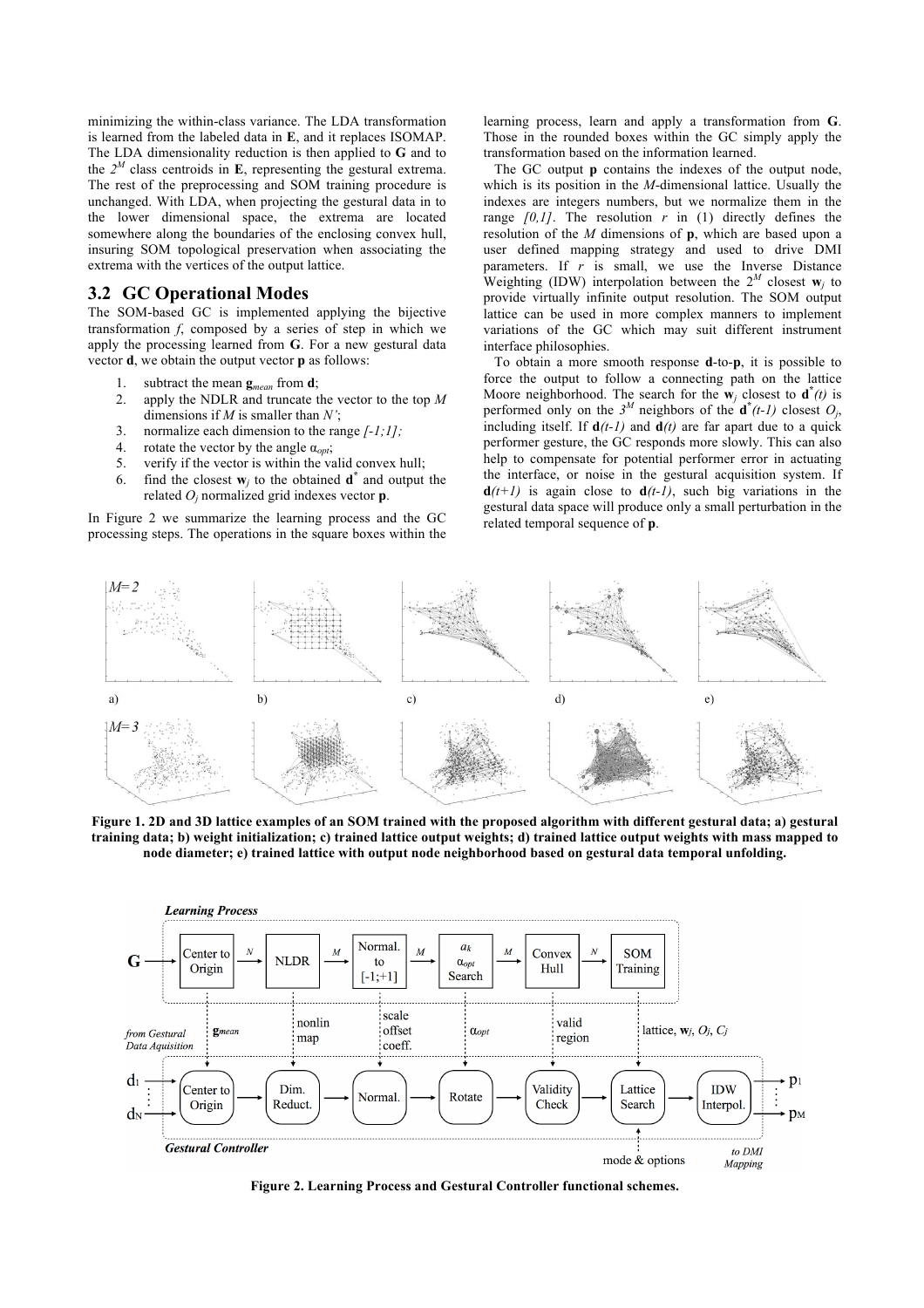minimizing the within-class variance. The LDA transformation is learned from the labeled data in **E**, and it replaces ISOMAP. The LDA dimensionality reduction is then applied to **G** and to the $2^M$ class centroids in **E**, representing the gestural extrema. The rest of the preprocessing and SOM training procedure is unchanged. With LDA, when projecting the gestural data in to the lower dimensional space, the extrema are located somewhere along the boundaries of the enclosing convex hull, insuring SOM topological preservation when associating the extrema with the vertices of the output lattice.

## 3.2 GC Operational Modes

The SOM-based GC is implemented applying the bijective transformation *f*, composed by a series of step in which we apply the processing learned from **G**. For a new gestural data vector **d**, we obtain the output vector **p** as follows:

1. subtract the mean $\mathbf{g}_{mean}$ from **d**;
2. apply the NDLR and truncate the vector to the top *M* dimensions if *M* is smaller than *N'*;
3. normalize each dimension to the range *[-1;1]*;
4. rotate the vector by the angle $\alpha_{opt}$;
5. verify if the vector is within the valid convex hull;
6. find the closest $\mathbf{w}_j$ to the obtained $\mathbf{d}^*$ and output the related $O_j$ normalized grid indexes vector **p**.

In Figure 2 we summarize the learning process and the GC processing steps. The operations in the square boxes within the learning process, learn and apply a transformation from **G**. Those in the rounded boxes within the GC simply apply the transformation based on the information learned.

The GC output **p** contains the indexes of the output node, which is its position in the *M*-dimensional lattice. Usually the indexes are integers numbers, but we normalize them in the range *[0,1]*. The resolution *r* in (1) directly defines the resolution of the *M* dimensions of **p**, which are based upon a user defined mapping strategy and used to drive DMI parameters. If *r* is small, we use the Inverse Distance Weighting (IDW) interpolation between the $2^M$ closest $\mathbf{w}_j$ to provide virtually infinite output resolution. The SOM output lattice can be used in more complex manners to implement variations of the GC which may suit different instrument interface philosophies.

To obtain a more smooth response **d**-to-**p**, it is possible to force the output to follow a connecting path on the lattice Moore neighborhood. The search for the $\mathbf{w}_j$ closest to $\mathbf{d}^*(t)$ is performed only on the $3^M$ neighbors of the $\mathbf{d}^*(t-1)$ closest $O_j$, including itself. If $\mathbf{d}(t-1)$ and $\mathbf{d}(t)$ are far apart due to a quick performer gesture, the GC responds more slowly. This can also help to compensate for potential performer error in actuating the interface, or noise in the gestural acquisition system. If $\mathbf{d}(t+1)$ is again close to $\mathbf{d}(t-1)$, such big variations in the gestural data space will produce only a small perturbation in the related temporal sequence of **p**.

**Figure 1. 2D and 3D lattice examples of an SOM trained with the proposed algorithm with different gestural data; a) gestural training data; b) weight initialization; c) trained lattice output weights; d) trained lattice output weights with mass mapped to node diameter; e) trained lattice with output node neighborhood based on gestural data temporal unfolding.**

**Figure 2. Learning Process and Gestural Controller functional schemes.**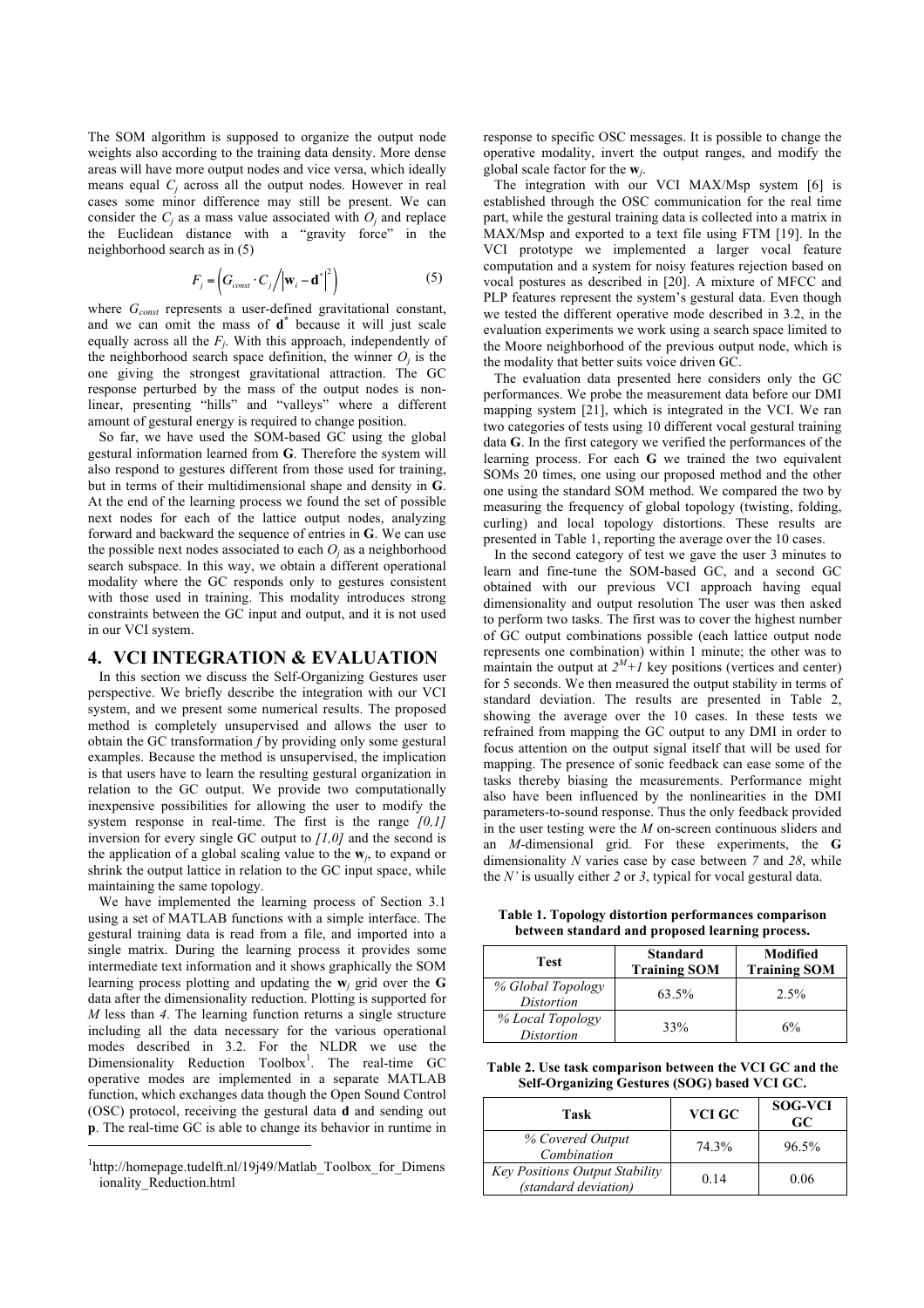The SOM algorithm is supposed to organize the output node weights also according to the training data density. More dense areas will have more output nodes and vice versa, which ideally means equal $C_j$ across all the output nodes. However in real cases some minor difference may still be present. We can consider the $C_j$ as a mass value associated with $O_j$ and replace the Euclidean distance with a "gravity force" in the neighborhood search as in (5)

$$F_j = \left( G_{const} \cdot C_j \Big/ \left| \mathbf{w}_i - \mathbf{d}^* \right|^2 \right) \tag{5}$$

where $G_{const}$ represents a user-defined gravitational constant, and we can omit the mass of $\mathbf{d}^*$ because it will just scale equally across all the $F_j$. With this approach, independently of the neighborhood search space definition, the winner $O_j$ is the one giving the strongest gravitational attraction. The GC response perturbed by the mass of the output nodes is non-linear, presenting "hills" and "valleys" where a different amount of gestural energy is required to change position.

So far, we have used the SOM-based GC using the global gestural information learned from **G**. Therefore the system will also respond to gestures different from those used for training, but in terms of their multidimensional shape and density in **G**. At the end of the learning process we found the set of possible next nodes for each of the lattice output nodes, analyzing forward and backward the sequence of entries in **G**. We can use the possible next nodes associated to each $O_j$ as a neighborhood search subspace. In this way, we obtain a different operational modality where the GC responds only to gestures consistent with those used in training. This modality introduces strong constraints between the GC input and output, and it is not used in our VCI system.

## 4. VCI INTEGRATION & EVALUATION

In this section we discuss the Self-Organizing Gestures user perspective. We briefly describe the integration with our VCI system, and we present some numerical results. The proposed method is completely unsupervised and allows the user to obtain the GC transformation *f* by providing only some gestural examples. Because the method is unsupervised, the implication is that users have to learn the resulting gestural organization in relation to the GC output. We provide two computationally inexpensive possibilities for allowing the user to modify the system response in real-time. The first is the range *[0,1]* inversion for every single GC output to *[1,0]* and the second is the application of a global scaling value to the $\mathbf{w}_j$, to expand or shrink the output lattice in relation to the GC input space, while maintaining the same topology.

We have implemented the learning process of Section 3.1 using a set of MATLAB functions with a simple interface. The gestural training data is read from a file, and imported into a single matrix. During the learning process it provides some intermediate text information and it shows graphically the SOM learning process plotting and updating the $\mathbf{w}_j$ grid over the **G** data after the dimensionality reduction. Plotting is supported for *M* less than *4*. The learning function returns a single structure including all the data necessary for the various operational modes described in 3.2. For the NLDR we use the Dimensionality Reduction Toolbox[1]. The real-time GC operative modes are implemented in a separate MATLAB function, which exchanges data though the Open Sound Control (OSC) protocol, receiving the gestural data **d** and sending out **p**. The real-time GC is able to change its behavior in runtime in response to specific OSC messages. It is possible to change the operative modality, invert the output ranges, and modify the global scale factor for the $\mathbf{w}_j$.

The integration with our VCI MAX/Msp system [6] is established through the OSC communication for the real time part, while the gestural training data is collected into a matrix in MAX/Msp and exported to a text file using FTM [19]. In the VCI prototype we implemented a larger vocal feature computation and a system for noisy features rejection based on vocal postures as described in [20]. A mixture of MFCC and PLP features represent the system's gestural data. Even though we tested the different operative mode described in 3.2, in the evaluation experiments we work using a search space limited to the Moore neighborhood of the previous output node, which is the modality that better suits voice driven GC.

The evaluation data presented here considers only the GC performances. We probe the measurement data before our DMI mapping system [21], which is integrated in the VCI. We ran two categories of tests using 10 different vocal gestural training data **G**. In the first category we verified the performances of the learning process. For each **G** we trained the two equivalent SOMs 20 times, one using our proposed method and the other one using the standard SOM method. We compared the two by measuring the frequency of global topology (twisting, folding, curling) and local topology distortions. These results are presented in Table 1, reporting the average over the 10 cases.

In the second category of test we gave the user 3 minutes to learn and fine-tune the SOM-based GC, and a second GC obtained with our previous VCI approach having equal dimensionality and output resolution The user was then asked to perform two tasks. The first was to cover the highest number of GC output combinations possible (each lattice output node represents one combination) within 1 minute; the other was to maintain the output at $2^M+1$ key positions (vertices and center) for 5 seconds. We then measured the output stability in terms of standard deviation. The results are presented in Table 2, showing the average over the 10 cases. In these tests we refrained from mapping the GC output to any DMI in order to focus attention on the output signal itself that will be used for mapping. The presence of sonic feedback can ease some of the tasks thereby biasing the measurements. Performance might also have been influenced by the nonlinearities in the DMI parameters-to-sound response. Thus the only feedback provided in the user testing were the *M* on-screen continuous sliders and an *M*-dimensional grid. For these experiments, the **G** dimensionality *N* varies case by case between *7* and *28*, while the *N'* is usually either *2* or *3*, typical for vocal gestural data.

**Table 1. Topology distortion performances comparison between standard and proposed learning process.**

| Test | Standard Training SOM | Modified Training SOM |
|---|---|---|
| *% Global Topology Distortion* | 63.5% | 2.5% |
| *% Local Topology Distortion* | 33% | 6% |

**Table 2. Use task comparison between the VCI GC and the Self-Organizing Gestures (SOG) based VCI GC.**

| Task | VCI GC | SOG-VCI GC |
|---|---|---|
| *% Covered Output Combination* | 74.3% | 96.5% |
| *Key Positions Output Stability (standard deviation)* | 0.14 | 0.06 |

[1] http://homepage.tudelft.nl/19j49/Matlab_Toolbox_for_Dimensionality_Reduction.html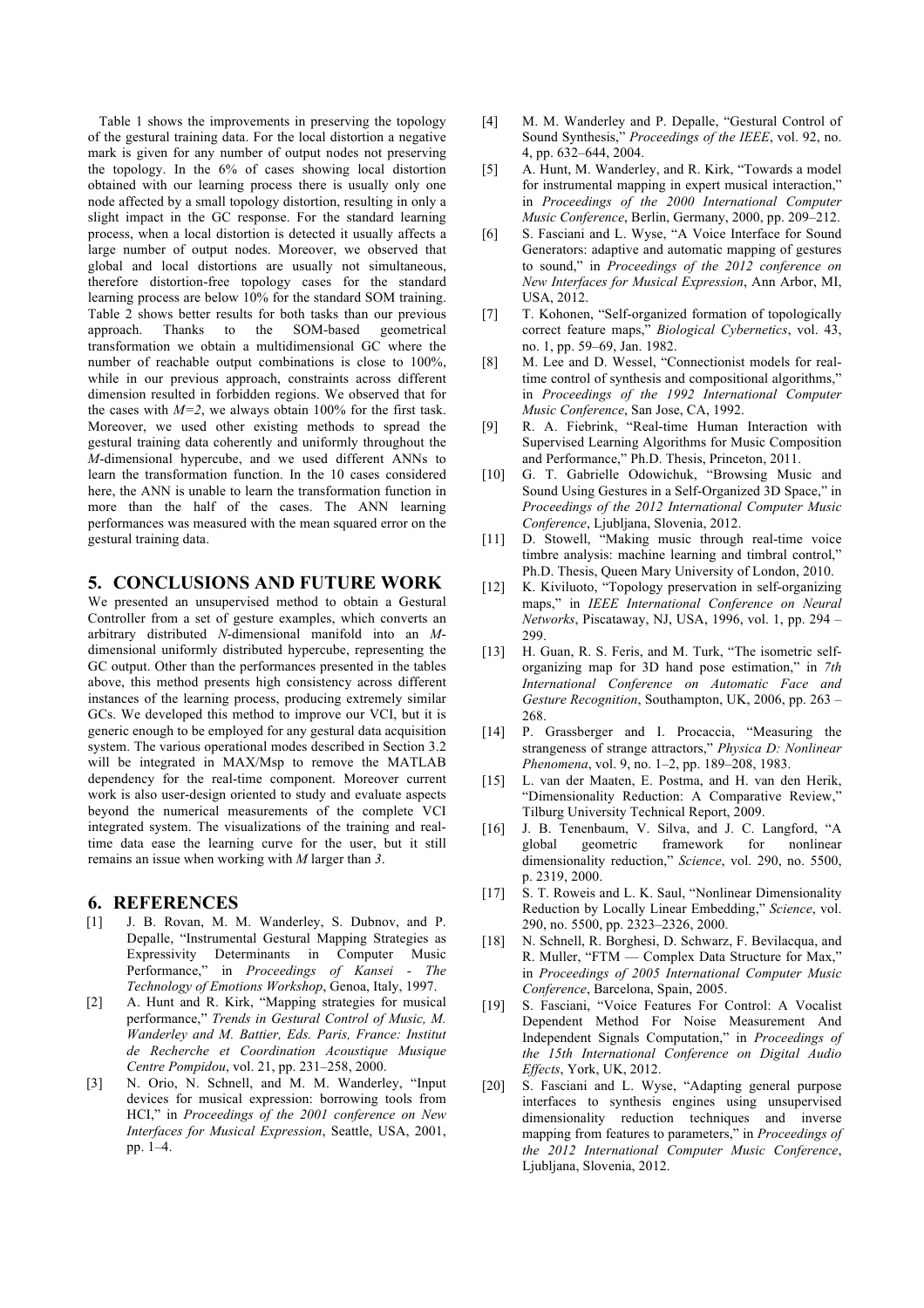Table 1 shows the improvements in preserving the topology of the gestural training data. For the local distortion a negative mark is given for any number of output nodes not preserving the topology. In the 6% of cases showing local distortion obtained with our learning process there is usually only one node affected by a small topology distortion, resulting in only a slight impact in the GC response. For the standard learning process, when a local distortion is detected it usually affects a large number of output nodes. Moreover, we observed that global and local distortions are usually not simultaneous, therefore distortion-free topology cases for the standard learning process are below 10% for the standard SOM training. Table 2 shows better results for both tasks than our previous approach. Thanks to the SOM-based geometrical transformation we obtain a multidimensional GC where the number of reachable output combinations is close to 100%, while in our previous approach, constraints across different dimension resulted in forbidden regions. We observed that for the cases with $M=2$, we always obtain 100% for the first task. Moreover, we used other existing methods to spread the gestural training data coherently and uniformly throughout the $M$-dimensional hypercube, and we used different ANNs to learn the transformation function. In the 10 cases considered here, the ANN is unable to learn the transformation function in more than the half of the cases. The ANN learning performances was measured with the mean squared error on the gestural training data.

## 5. CONCLUSIONS AND FUTURE WORK

We presented an unsupervised method to obtain a Gestural Controller from a set of gesture examples, which converts an arbitrary distributed $N$-dimensional manifold into an $M$-dimensional uniformly distributed hypercube, representing the GC output. Other than the performances presented in the tables above, this method presents high consistency across different instances of the learning process, producing extremely similar GCs. We developed this method to improve our VCI, but it is generic enough to be employed for any gestural data acquisition system. The various operational modes described in Section 3.2 will be integrated in MAX/Msp to remove the MATLAB dependency for the real-time component. Moreover current work is also user-design oriented to study and evaluate aspects beyond the numerical measurements of the complete VCI integrated system. The visualizations of the training and real-time data ease the learning curve for the user, but it still remains an issue when working with $M$ larger than $3$.

## 6. REFERENCES

[1] J. B. Rovan, M. M. Wanderley, S. Dubnov, and P. Depalle, "Instrumental Gestural Mapping Strategies as Expressivity Determinants in Computer Music Performance," in *Proceedings of Kansei - The Technology of Emotions Workshop*, Genoa, Italy, 1997.

[2] A. Hunt and R. Kirk, "Mapping strategies for musical performance," *Trends in Gestural Control of Music, M. Wanderley and M. Battier, Eds. Paris, France: Institut de Recherche et Coordination Acoustique Musique Centre Pompidou*, vol. 21, pp. 231–258, 2000.

[3] N. Orio, N. Schnell, and M. M. Wanderley, "Input devices for musical expression: borrowing tools from HCI," in *Proceedings of the 2001 conference on New Interfaces for Musical Expression*, Seattle, USA, 2001, pp. 1–4.

[4] M. M. Wanderley and P. Depalle, "Gestural Control of Sound Synthesis," *Proceedings of the IEEE*, vol. 92, no. 4, pp. 632–644, 2004.

[5] A. Hunt, M. Wanderley, and R. Kirk, "Towards a model for instrumental mapping in expert musical interaction," in *Proceedings of the 2000 International Computer Music Conference*, Berlin, Germany, 2000, pp. 209–212.

[6] S. Fasciani and L. Wyse, "A Voice Interface for Sound Generators: adaptive and automatic mapping of gestures to sound," in *Proceedings of the 2012 conference on New Interfaces for Musical Expression*, Ann Arbor, MI, USA, 2012.

[7] T. Kohonen, "Self-organized formation of topologically correct feature maps," *Biological Cybernetics*, vol. 43, no. 1, pp. 59–69, Jan. 1982.

[8] M. Lee and D. Wessel, "Connectionist models for real-time control of synthesis and compositional algorithms," in *Proceedings of the 1992 International Computer Music Conference*, San Jose, CA, 1992.

[9] R. A. Fiebrink, "Real-time Human Interaction with Supervised Learning Algorithms for Music Composition and Performance," Ph.D. Thesis, Princeton, 2011.

[10] G. T. Gabrielle Odowichuk, "Browsing Music and Sound Using Gestures in a Self-Organized 3D Space," in *Proceedings of the 2012 International Computer Music Conference*, Ljubljana, Slovenia, 2012.

[11] D. Stowell, "Making music through real-time voice timbre analysis: machine learning and timbral control," Ph.D. Thesis, Queen Mary University of London, 2010.

[12] K. Kiviluoto, "Topology preservation in self-organizing maps," in *IEEE International Conference on Neural Networks*, Piscataway, NJ, USA, 1996, vol. 1, pp. 294 – 299.

[13] H. Guan, R. S. Feris, and M. Turk, "The isometric self-organizing map for 3D hand pose estimation," in *7th International Conference on Automatic Face and Gesture Recognition*, Southampton, UK, 2006, pp. 263 – 268.

[14] P. Grassberger and I. Procaccia, "Measuring the strangeness of strange attractors," *Physica D: Nonlinear Phenomena*, vol. 9, no. 1–2, pp. 189–208, 1983.

[15] L. van der Maaten, E. Postma, and H. van den Herik, "Dimensionality Reduction: A Comparative Review," Tilburg University Technical Report, 2009.

[16] J. B. Tenenbaum, V. Silva, and J. C. Langford, "A global geometric framework for nonlinear dimensionality reduction," *Science*, vol. 290, no. 5500, p. 2319, 2000.

[17] S. T. Roweis and L. K. Saul, "Nonlinear Dimensionality Reduction by Locally Linear Embedding," *Science*, vol. 290, no. 5500, pp. 2323–2326, 2000.

[18] N. Schnell, R. Borghesi, D. Schwarz, F. Bevilacqua, and R. Muller, "FTM — Complex Data Structure for Max," in *Proceedings of 2005 International Computer Music Conference*, Barcelona, Spain, 2005.

[19] S. Fasciani, "Voice Features For Control: A Vocalist Dependent Method For Noise Measurement And Independent Signals Computation," in *Proceedings of the 15th International Conference on Digital Audio Effects*, York, UK, 2012.

[20] S. Fasciani and L. Wyse, "Adapting general purpose interfaces to synthesis engines using unsupervised dimensionality reduction techniques and inverse mapping from features to parameters," in *Proceedings of the 2012 International Computer Music Conference*, Ljubljana, Slovenia, 2012.